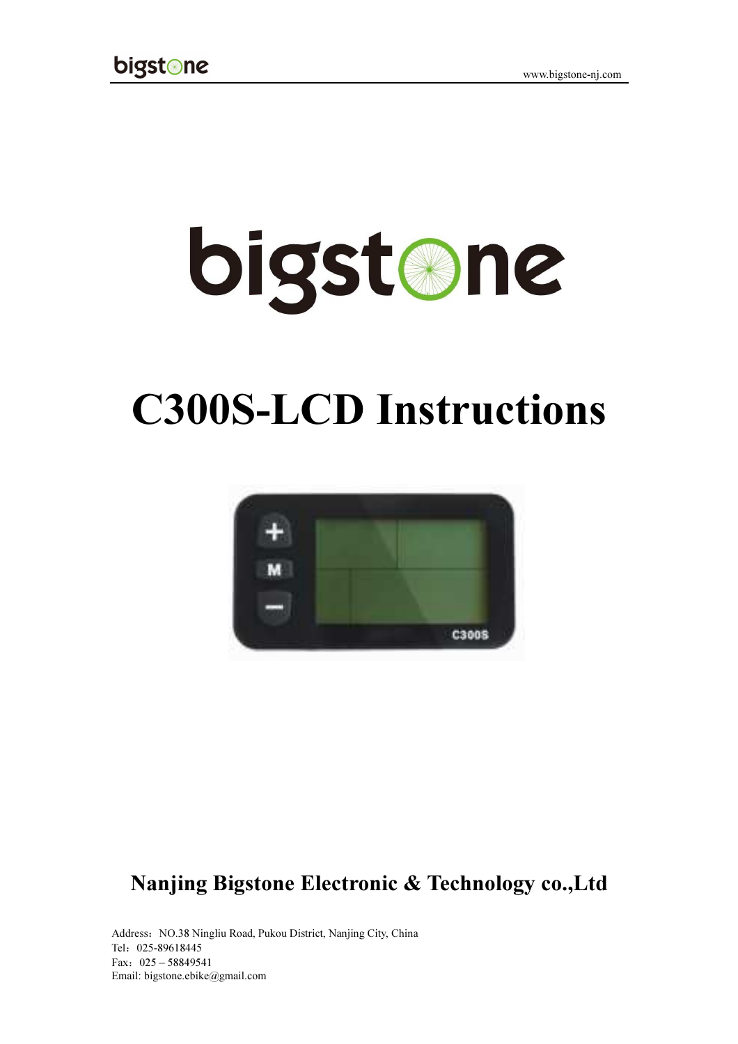# bigstone

# C300S-LCD Instructions

## Nanjing Bigstone Electronic & Technology co.,Ltd

Address：NO.38 Ningliu Road, Pukou District, Nanjing City, China
Tel：025-89618445
Fax：025 – 58849541
Email: bigstone.ebike@gmail.com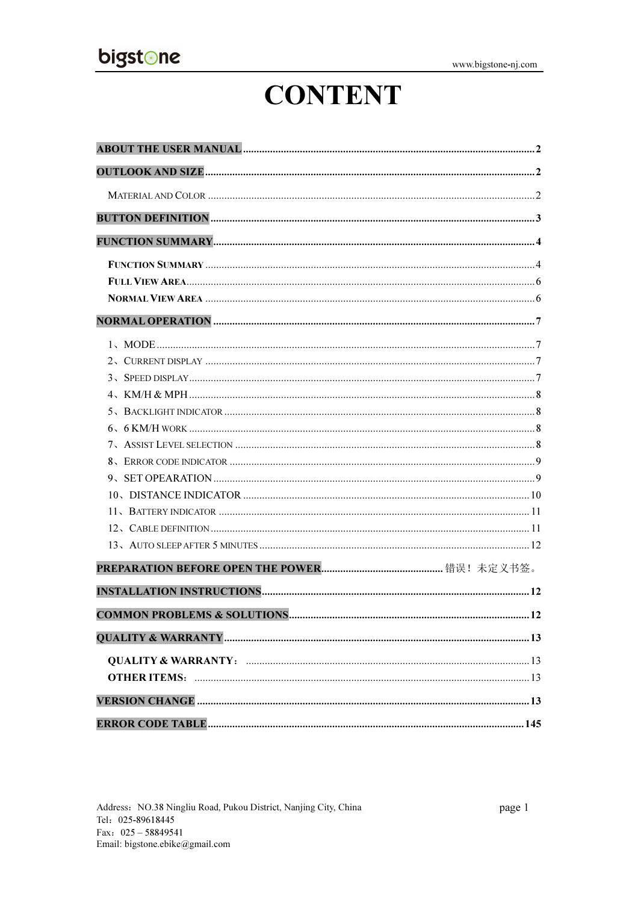# CONTENT

**ABOUT THE USER MANUAL** ........................................ 2

**OUTLOOK AND SIZE** ........................................ 2

MATERIAL AND COLOR ........................................ 2

**BUTTON DEFINITION** ........................................ 3

**FUNCTION SUMMARY** ........................................ 4

**FUNCTION SUMMARY** ........................................ 4
**FULL VIEW AREA** ........................................ 6
**NORMAL VIEW AREA** ........................................ 6

**NORMAL OPERATION** ........................................ 7

1、MODE ........................................ 7
2、CURRENT DISPLAY ........................................ 7
3、SPEED DISPLAY ........................................ 7
4、KM/H & MPH ........................................ 8
5、BACKLIGHT INDICATOR ........................................ 8
6、6 KM/H WORK ........................................ 8
7、ASSIST LEVEL SELECTION ........................................ 8
8、ERROR CODE INDICATOR ........................................ 9
9、SET OPEARATION ........................................ 9
10、DISTANCE INDICATOR ........................................ 10
11、BATTERY INDICATOR ........................................ 11
12、CABLE DEFINITION ........................................ 11
13、AUTO SLEEP AFTER 5 MINUTES ........................................ 12

**PREPARATION BEFORE OPEN THE POWER** ........................................ 错误！未定义书签。

**INSTALLATION INSTRUCTIONS** ........................................ 12

**COMMON PROBLEMS & SOLUTIONS** ........................................ 12

**QUALITY & WARRANTY** ........................................ 13

**QUALITY & WARRANTY：** ........................................ 13
**OTHER ITEMS：** ........................................ 13

**VERSION CHANGE** ........................................ 13

**ERROR CODE TABLE** ........................................ 145

Address：NO.38 Ningliu Road, Pukou District, Nanjing City, China
Tel：025-89618445
Fax：025 – 58849541
Email: bigstone.ebike@gmail.com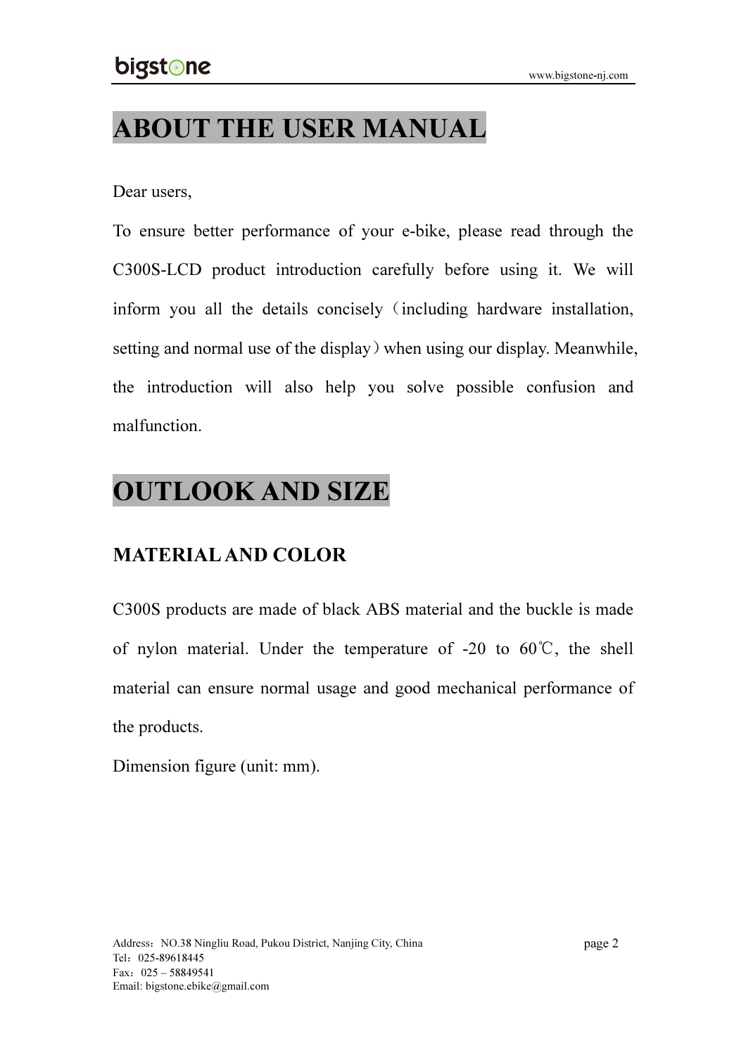# ABOUT THE USER MANUAL

Dear users,

To ensure better performance of your e-bike, please read through the C300S-LCD product introduction carefully before using it. We will inform you all the details concisely（including hardware installation, setting and normal use of the display）when using our display. Meanwhile, the introduction will also help you solve possible confusion and malfunction.

# OUTLOOK AND SIZE

## MATERIAL AND COLOR

C300S products are made of black ABS material and the buckle is made of nylon material. Under the temperature of -20 to 60℃, the shell material can ensure normal usage and good mechanical performance of the products.

Dimension figure (unit: mm).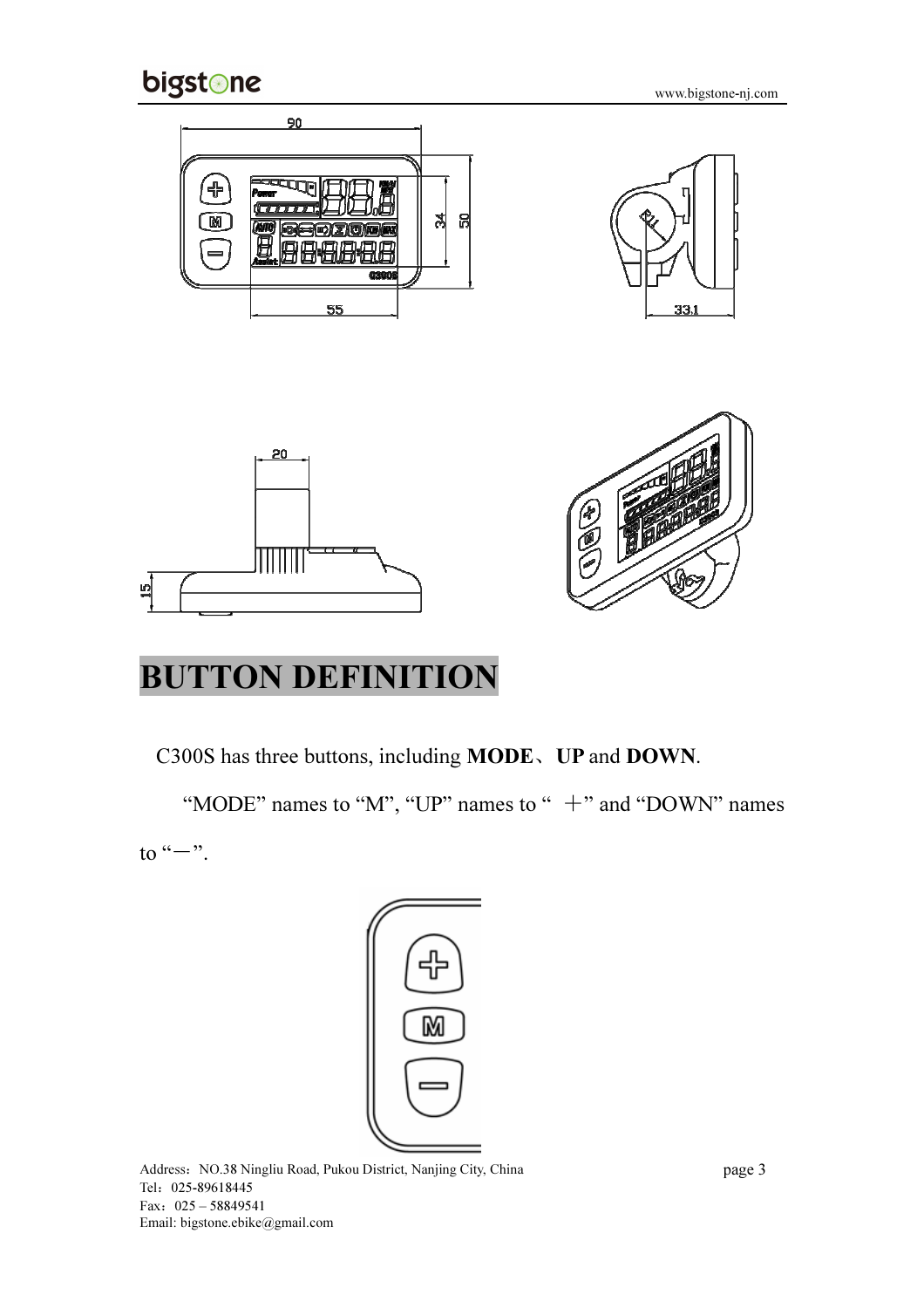# BUTTON DEFINITION

C300S has three buttons, including **MODE**、**UP** and **DOWN**.

"MODE" names to "M", "UP" names to "＋" and "DOWN" names to "－".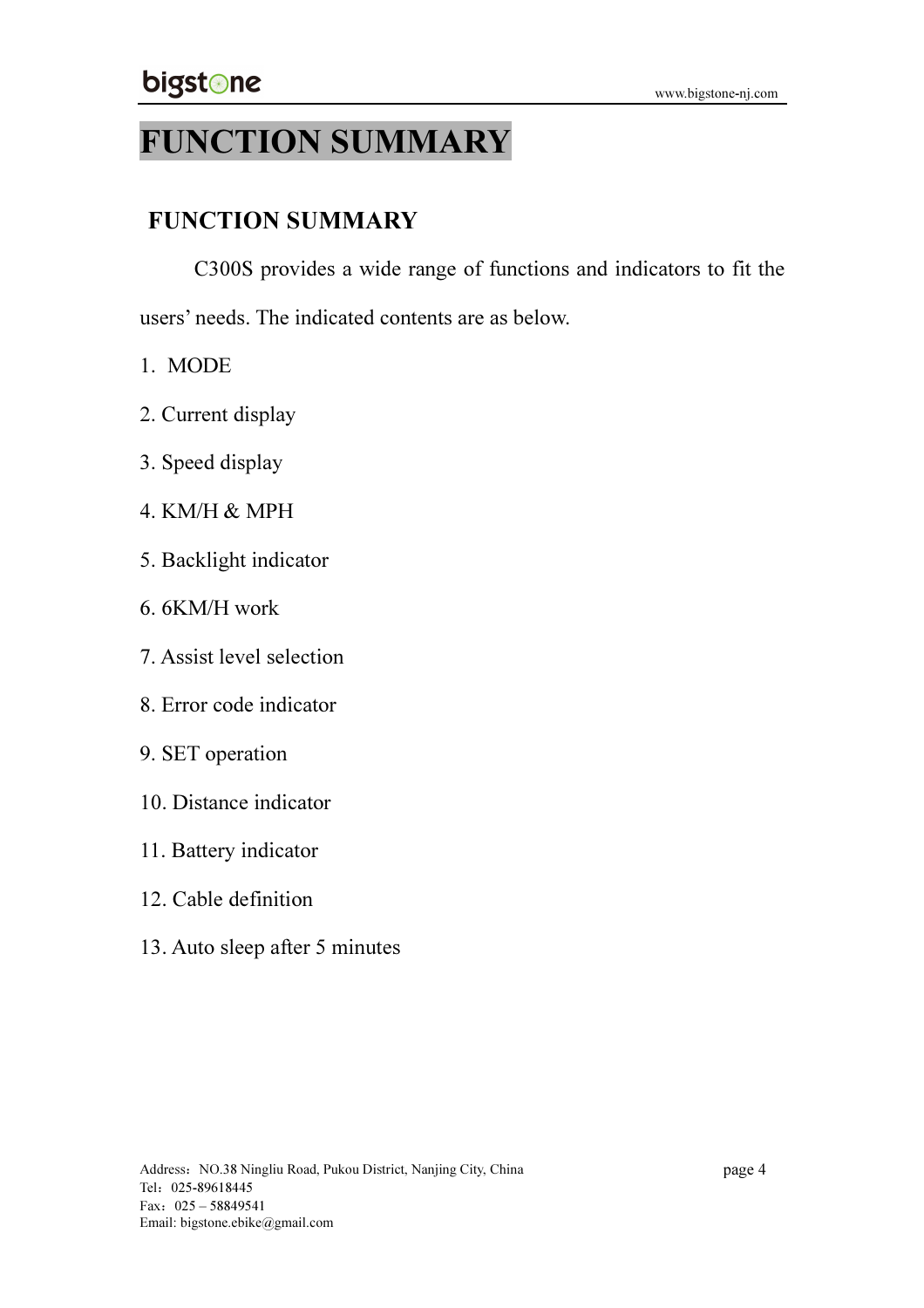# FUNCTION SUMMARY

## FUNCTION SUMMARY

C300S provides a wide range of functions and indicators to fit the users' needs. The indicated contents are as below.

1. MODE
2. Current display
3. Speed display
4. KM/H & MPH
5. Backlight indicator
6. 6KM/H work
7. Assist level selection
8. Error code indicator
9. SET operation
10. Distance indicator
11. Battery indicator
12. Cable definition
13. Auto sleep after 5 minutes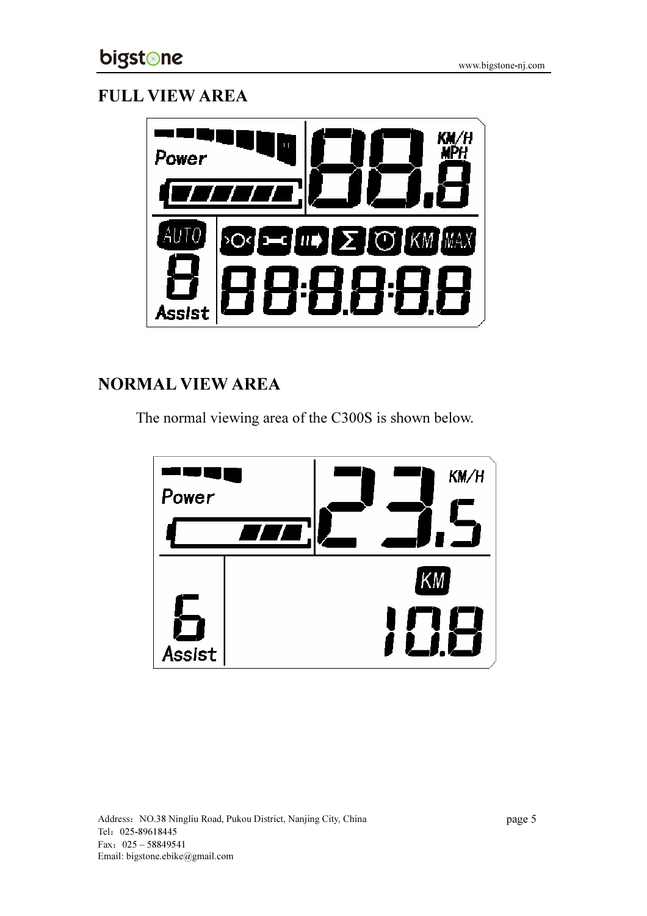# FULL VIEW AREA

# NORMAL VIEW AREA

The normal viewing area of the C300S is shown below.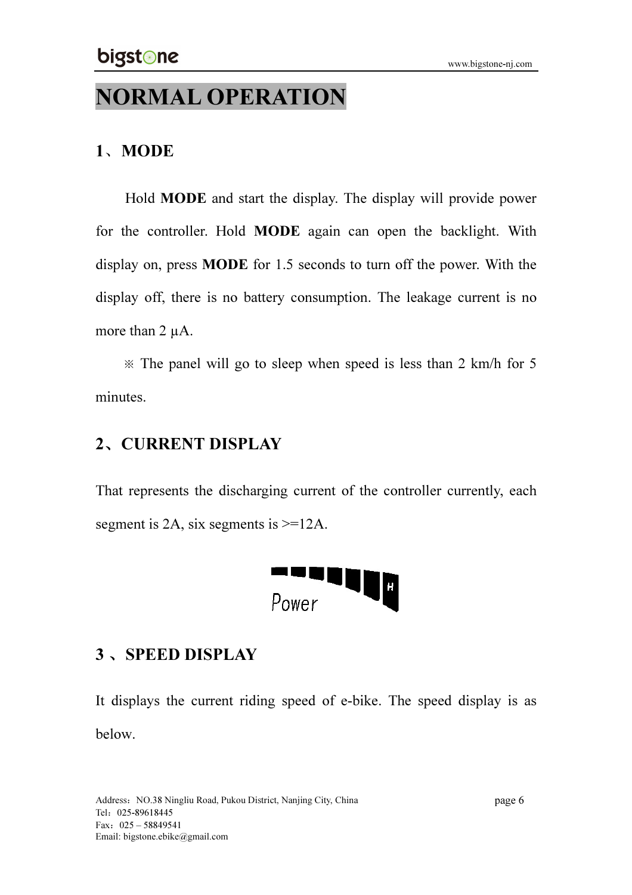# NORMAL OPERATION

## 1、MODE

Hold **MODE** and start the display. The display will provide power for the controller. Hold **MODE** again can open the backlight. With display on, press **MODE** for 1.5 seconds to turn off the power. With the display off, there is no battery consumption. The leakage current is no more than 2 μA.

※ The panel will go to sleep when speed is less than 2 km/h for 5 minutes.

## 2、CURRENT DISPLAY

That represents the discharging current of the controller currently, each segment is 2A, six segments is >=12A.

## 3 、SPEED DISPLAY

It displays the current riding speed of e-bike. The speed display is as below.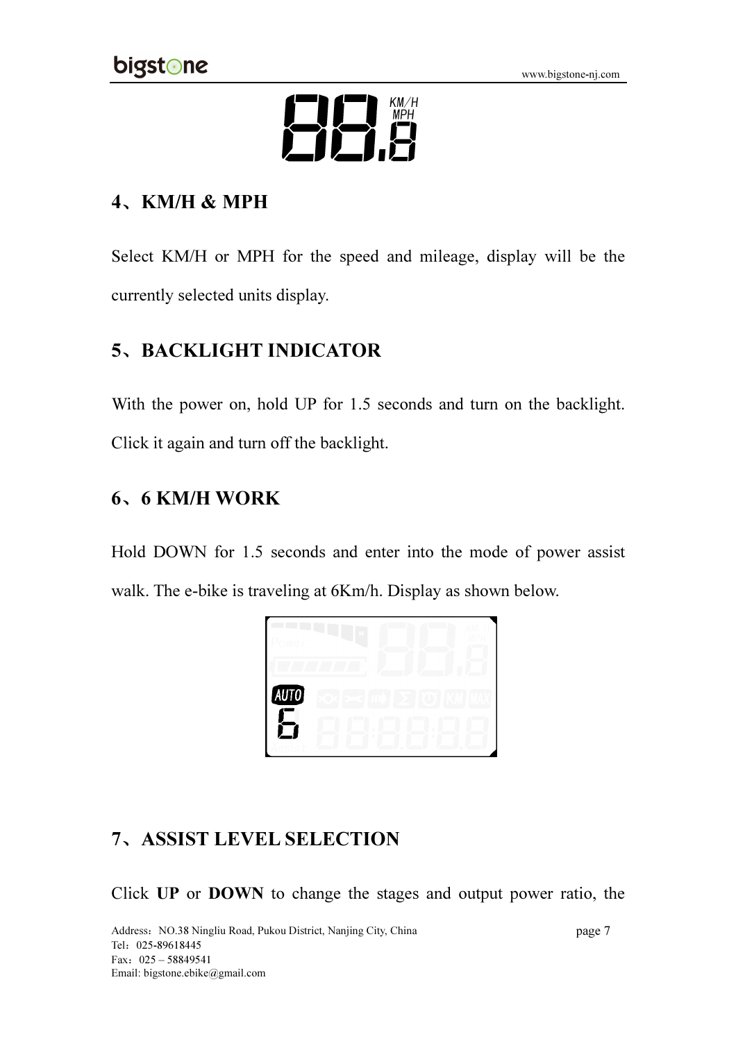## 4、KM/H & MPH

Select KM/H or MPH for the speed and mileage, display will be the currently selected units display.

## 5、BACKLIGHT INDICATOR

With the power on, hold UP for 1.5 seconds and turn on the backlight. Click it again and turn off the backlight.

## 6、6 KM/H WORK

Hold DOWN for 1.5 seconds and enter into the mode of power assist walk. The e-bike is traveling at 6Km/h. Display as shown below.

## 7、ASSIST LEVEL SELECTION

Click **UP** or **DOWN** to change the stages and output power ratio, the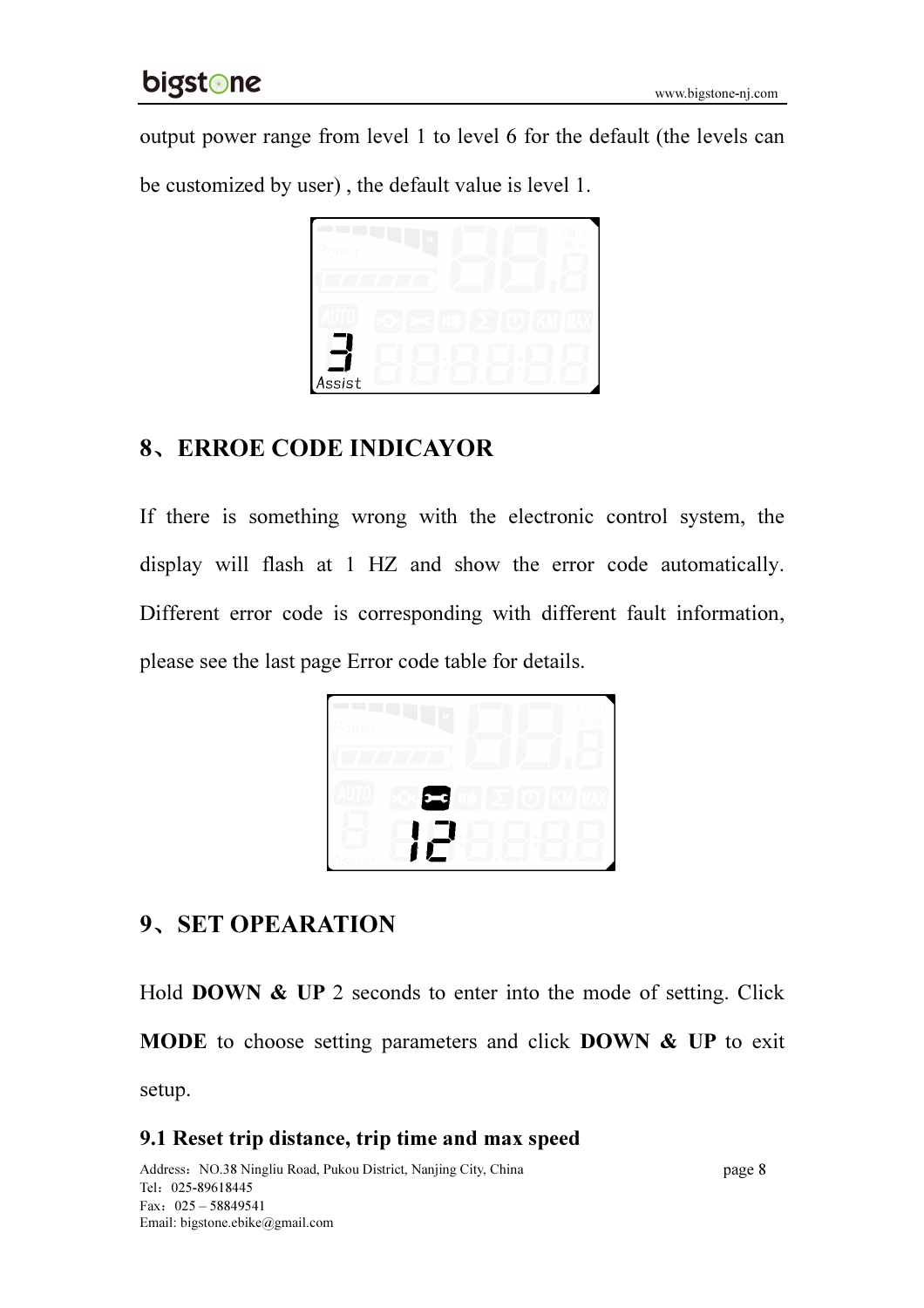output power range from level 1 to level 6 for the default (the levels can be customized by user) , the default value is level 1.

## 8、ERROE CODE INDICAYOR

If there is something wrong with the electronic control system, the display will flash at 1 HZ and show the error code automatically. Different error code is corresponding with different fault information, please see the last page Error code table for details.

## 9、SET OPEARATION

Hold **DOWN & UP** 2 seconds to enter into the mode of setting. Click **MODE** to choose setting parameters and click **DOWN & UP** to exit setup.

### 9.1 Reset trip distance, trip time and max speed

Address：NO.38 Ningliu Road, Pukou District, Nanjing City, China
Tel：025-89618445
Fax：025 – 58849541
Email: bigstone.ebike@gmail.com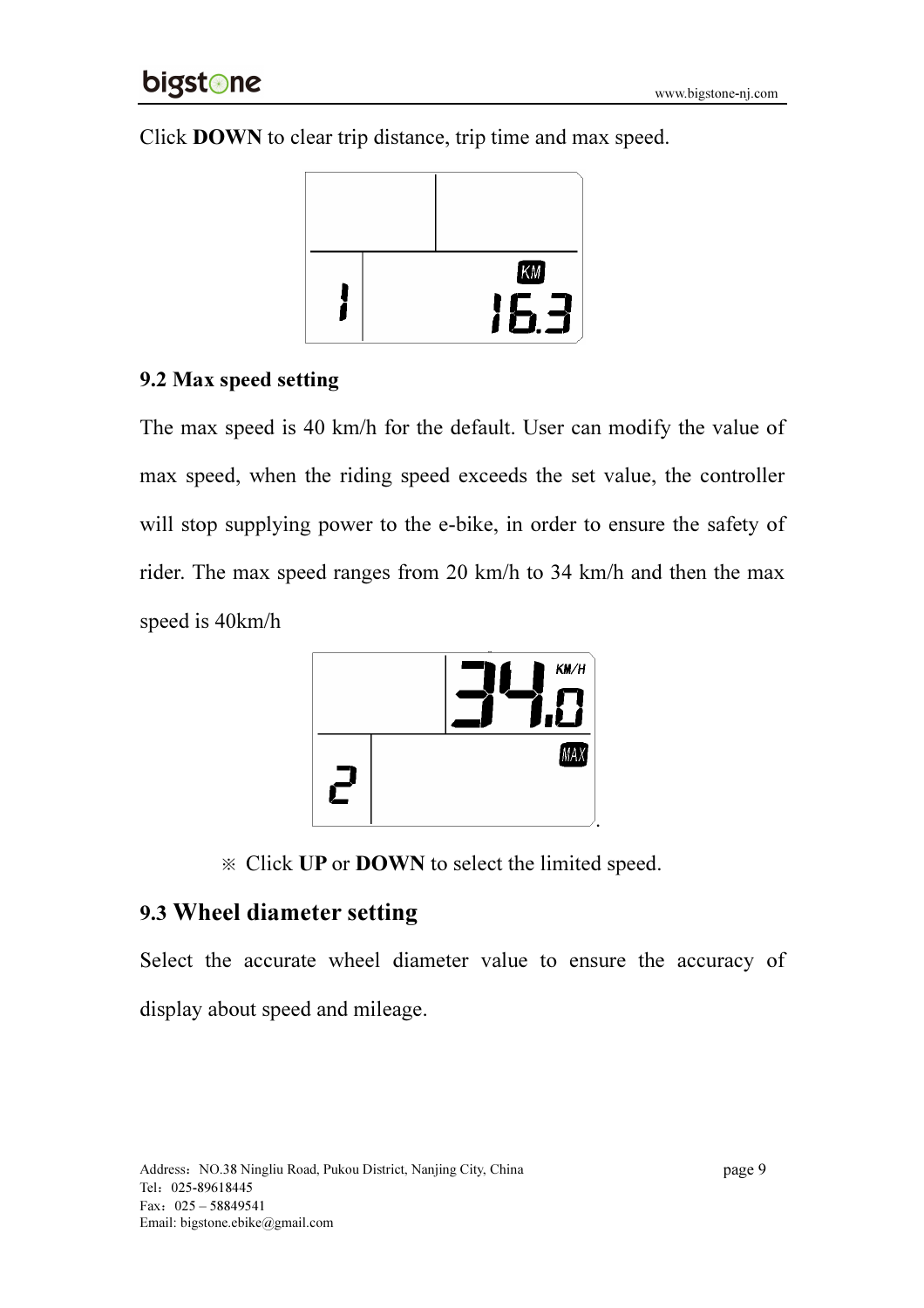Click **DOWN** to clear trip distance, trip time and max speed.

### 9.2 Max speed setting

The max speed is 40 km/h for the default. User can modify the value of max speed, when the riding speed exceeds the set value, the controller will stop supplying power to the e-bike, in order to ensure the safety of rider. The max speed ranges from 20 km/h to 34 km/h and then the max speed is 40km/h

※ Click **UP** or **DOWN** to select the limited speed.

### 9.3 Wheel diameter setting

Select the accurate wheel diameter value to ensure the accuracy of display about speed and mileage.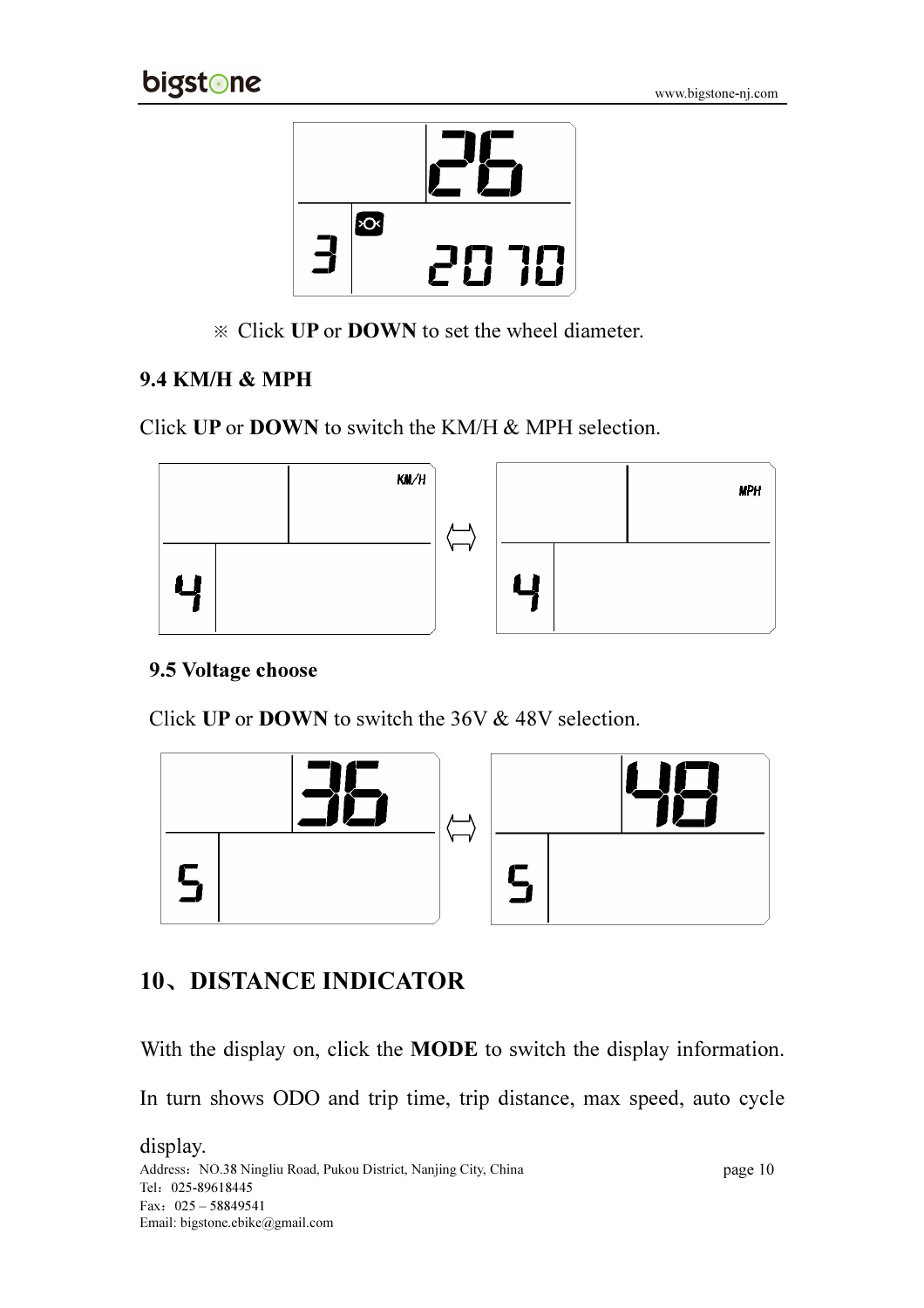※ Click **UP** or **DOWN** to set the wheel diameter.

### 9.4 KM/H & MPH

Click **UP** or **DOWN** to switch the KM/H & MPH selection.

### 9.5 Voltage choose

Click **UP** or **DOWN** to switch the 36V & 48V selection.

## 10、DISTANCE INDICATOR

With the display on, click the **MODE** to switch the display information. In turn shows ODO and trip time, trip distance, max speed, auto cycle display.

Address：NO.38 Ningliu Road, Pukou District, Nanjing City, China
Tel：025-89618445
Fax：025 – 58849541
Email: bigstone.ebike@gmail.com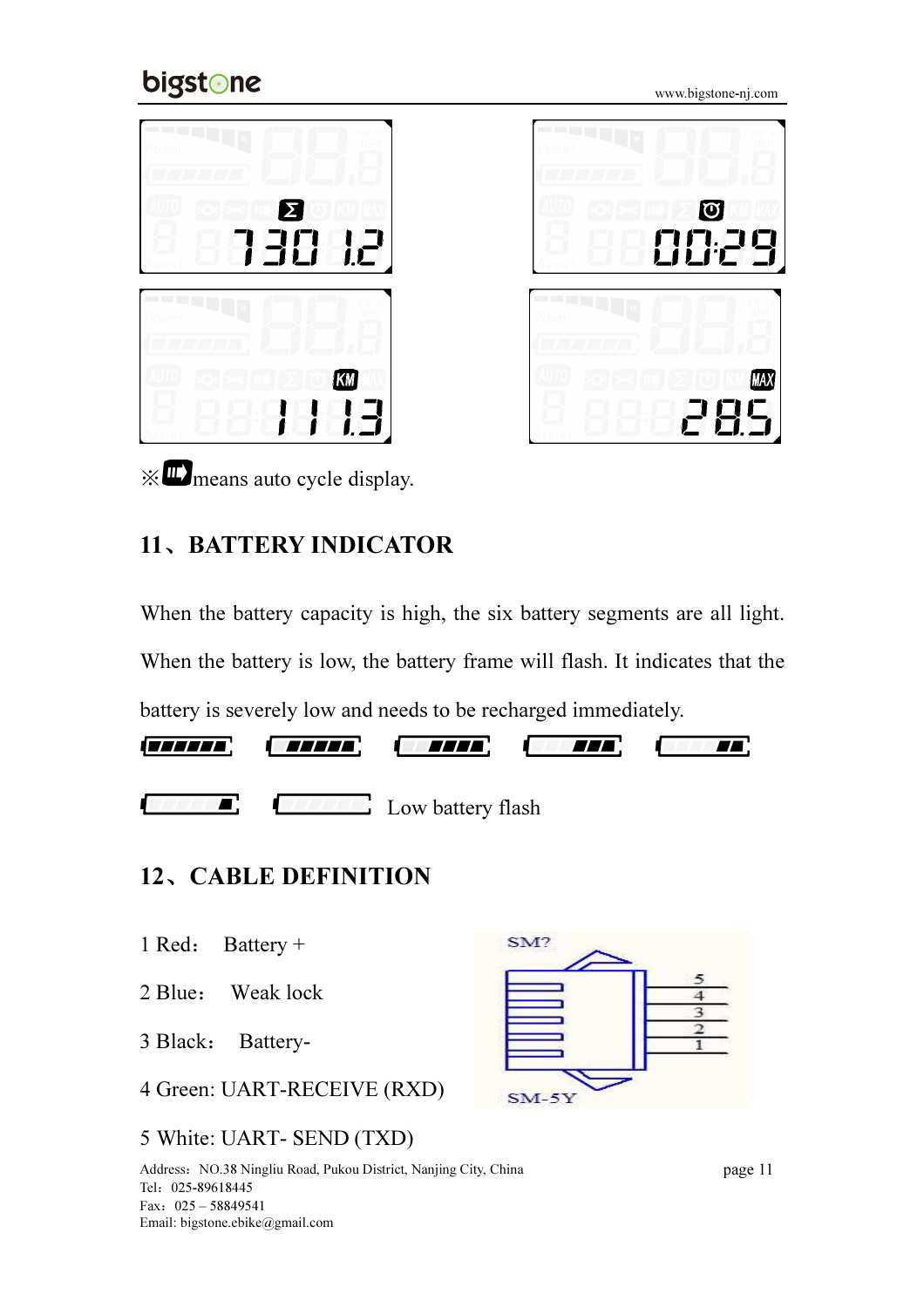※ means auto cycle display.

## 11、BATTERY INDICATOR

When the battery capacity is high, the six battery segments are all light. When the battery is low, the battery frame will flash. It indicates that the battery is severely low and needs to be recharged immediately.

Low battery flash

## 12、CABLE DEFINITION

1 Red： Battery +

2 Blue： Weak lock

3 Black： Battery-

4 Green: UART-RECEIVE (RXD)

5 White: UART- SEND (TXD)

SM?

SM-5Y

Address：NO.38 Ningliu Road, Pukou District, Nanjing City, China
Tel：025-89618445
Fax：025 – 58849541
Email: bigstone.ebike@gmail.com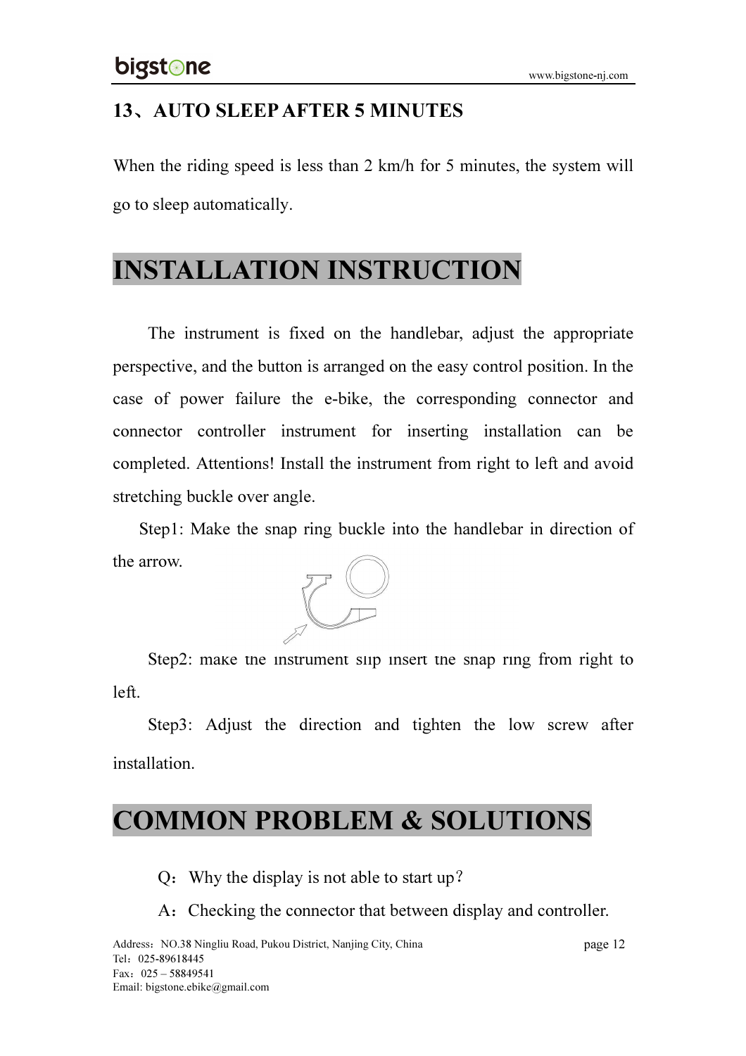## 13、AUTO SLEEP AFTER 5 MINUTES

When the riding speed is less than 2 km/h for 5 minutes, the system will go to sleep automatically.

# INSTALLATION INSTRUCTION

The instrument is fixed on the handlebar, adjust the appropriate perspective, and the button is arranged on the easy control position. In the case of power failure the e-bike, the corresponding connector and connector controller instrument for inserting installation can be completed. Attentions! Install the instrument from right to left and avoid stretching buckle over angle.

Step1: Make the snap ring buckle into the handlebar in direction of the arrow.

Step2: make the instrument slip insert the snap ring from right to left.

Step3: Adjust the direction and tighten the low screw after installation.

# COMMON PROBLEM & SOLUTIONS

Q：Why the display is not able to start up？

A：Checking the connector that between display and controller.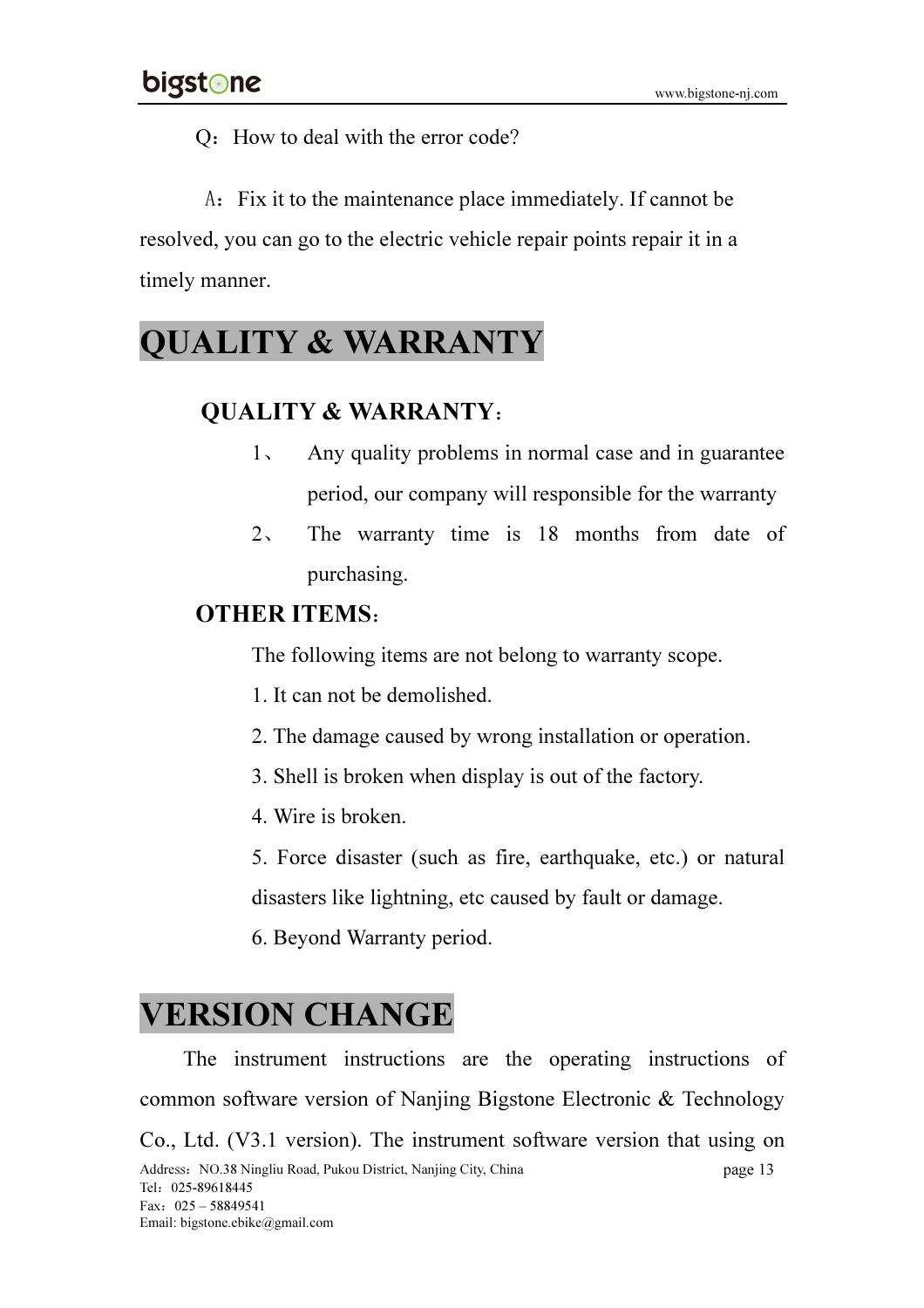Q：How to deal with the error code?

A：Fix it to the maintenance place immediately. If cannot be resolved, you can go to the electric vehicle repair points repair it in a timely manner.

# QUALITY & WARRANTY

**QUALITY & WARRANTY**：

1、 Any quality problems in normal case and in guarantee period, our company will responsible for the warranty

2、 The warranty time is 18 months from date of purchasing.

**OTHER ITEMS**：

The following items are not belong to warranty scope.

1. It can not be demolished.

2. The damage caused by wrong installation or operation.

3. Shell is broken when display is out of the factory.

4. Wire is broken.

5. Force disaster (such as fire, earthquake, etc.) or natural disasters like lightning, etc caused by fault or damage.

6. Beyond Warranty period.

# VERSION CHANGE

The instrument instructions are the operating instructions of common software version of Nanjing Bigstone Electronic & Technology Co., Ltd. (V3.1 version). The instrument software version that using on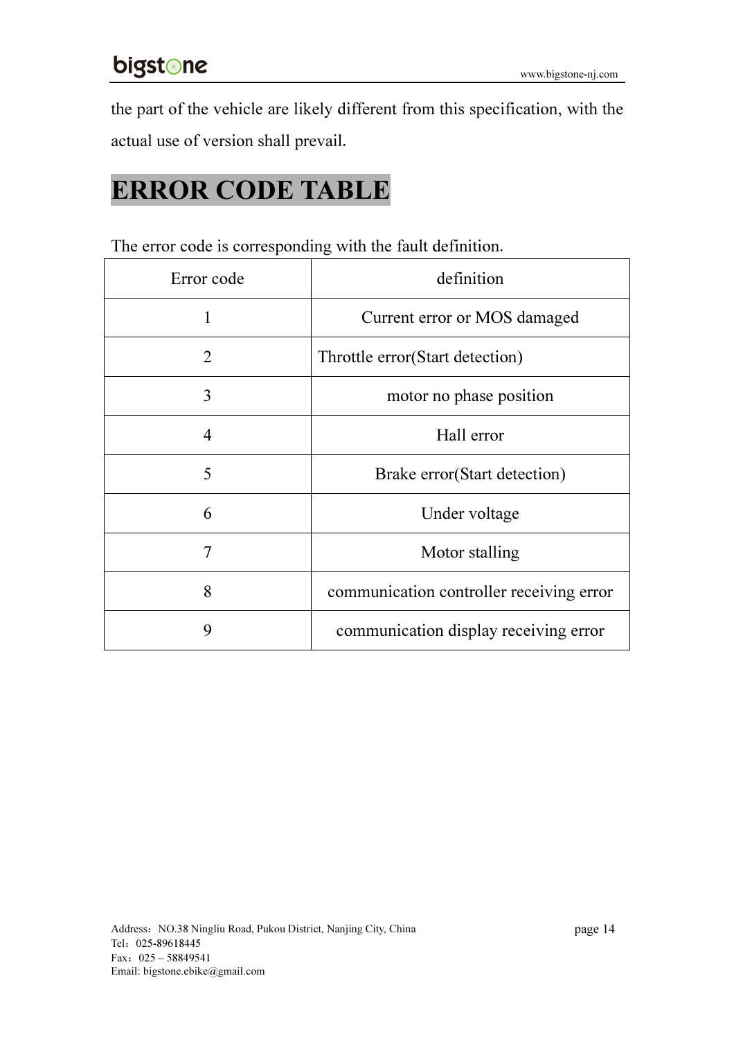the part of the vehicle are likely different from this specification, with the actual use of version shall prevail.

# ERROR CODE TABLE

The error code is corresponding with the fault definition.

| Error code | definition |
|---|---|
| 1 | Current error or MOS damaged |
| 2 | Throttle error(Start detection) |
| 3 | motor no phase position |
| 4 | Hall error |
| 5 | Brake error(Start detection) |
| 6 | Under voltage |
| 7 | Motor stalling |
| 8 | communication controller receiving error |
| 9 | communication display receiving error |